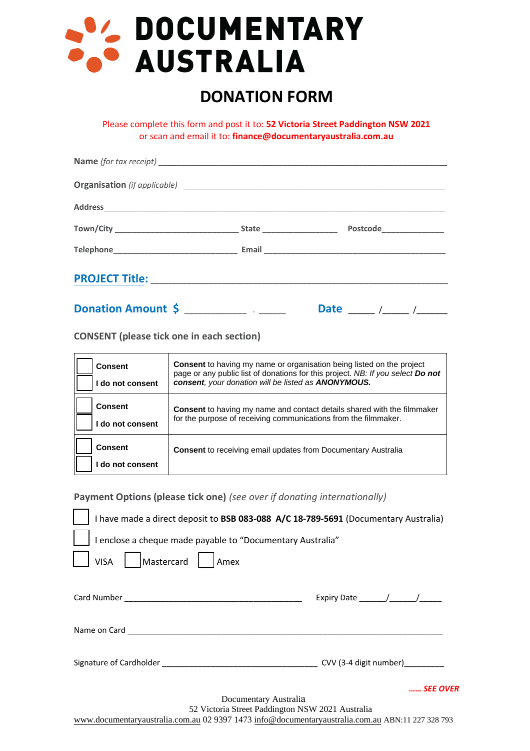# DOCUMENTARY AUSTRALIA

## DONATION FORM

Please complete this form and post it to: **52 Victoria Street Paddington NSW 2021**
or scan and email it to: **finance@documentaryaustralia.com.au**

**Name** *(for tax receipt)* ____________________________________________

**Organisation** *(if applicable)* ____________________________________________

**Address** ____________________________________________

**Town/City** ____________________ **State** ______________ **Postcode** ____________

**Telephone** ____________________ **Email** ____________________________

**PROJECT Title:** ____________________________________________

**Donation Amount $** __________ . _____ **Date** _____ /_____ /______

**CONSENT (please tick one in each section)**

| | |
|---|---|
| ☐ **Consent** ☐ **I do not consent** | **Consent** to having my name or organisation being listed on the project page or any public list of donations for this project. *NB: If you select **Do not consent**, your donation will be listed as **ANONYMOUS.*** |
| ☐ **Consent** ☐ **I do not consent** | **Consent** to having my name and contact details shared with the filmmaker for the purpose of receiving communications from the filmmaker. |
| ☐ **Consent** ☐ **I do not consent** | **Consent** to receiving email updates from Documentary Australia |

**Payment Options (please tick one)** *(see over if donating internationally)*

☐ I have made a direct deposit to **BSB 083-088 A/C 18-789-5691** (Documentary Australia)

☐ I enclose a cheque made payable to "Documentary Australia"

☐ VISA ☐ Mastercard ☐ Amex

Card Number ________________________________ Expiry Date ______/______/_____

Name on Card ____________________________________________

Signature of Cardholder ____________________________ CVV (3-4 digit number)_________

***...... SEE OVER***

Documentary Australia
52 Victoria Street Paddington NSW 2021 Australia
www.documentaryaustralia.com.au 02 9397 1473 info@documentaryaustralia.com.au ABN:11 227 328 793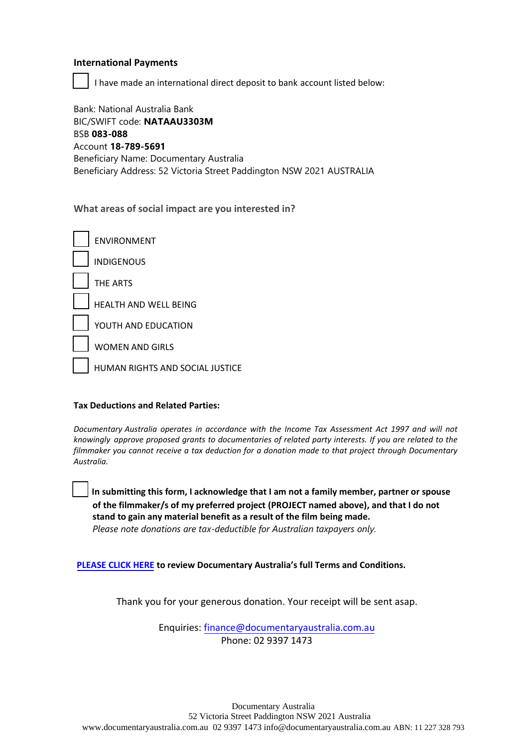**International Payments**

☐ I have made an international direct deposit to bank account listed below:

Bank: National Australia Bank
BIC/SWIFT code: **NATAAU3303M**
BSB **083-088**
Account **18-789-5691**
Beneficiary Name: Documentary Australia
Beneficiary Address: 52 Victoria Street Paddington NSW 2021 AUSTRALIA

**What areas of social impact are you interested in?**

☐ ENVIRONMENT

☐ INDIGENOUS

☐ THE ARTS

☐ HEALTH AND WELL BEING

☐ YOUTH AND EDUCATION

☐ WOMEN AND GIRLS

☐ HUMAN RIGHTS AND SOCIAL JUSTICE

**Tax Deductions and Related Parties:**

*Documentary Australia operates in accordance with the Income Tax Assessment Act 1997 and will not knowingly approve proposed grants to documentaries of related party interests. If you are related to the filmmaker you cannot receive a tax deduction for a donation made to that project through Documentary Australia.*

☐ **In submitting this form, I acknowledge that I am not a family member, partner or spouse of the filmmaker/s of my preferred project (PROJECT named above), and that I do not stand to gain any material benefit as a result of the film being made.**
*Please note donations are tax-deductible for Australian taxpayers only.*

**PLEASE CLICK HERE to review Documentary Australia's full Terms and Conditions.**

Thank you for your generous donation. Your receipt will be sent asap.

Enquiries: finance@documentaryaustralia.com.au
Phone: 02 9397 1473

Documentary Australia
52 Victoria Street Paddington NSW 2021 Australia
www.documentaryaustralia.com.au 02 9397 1473 info@documentaryaustralia.com.au ABN: 11 227 328 793